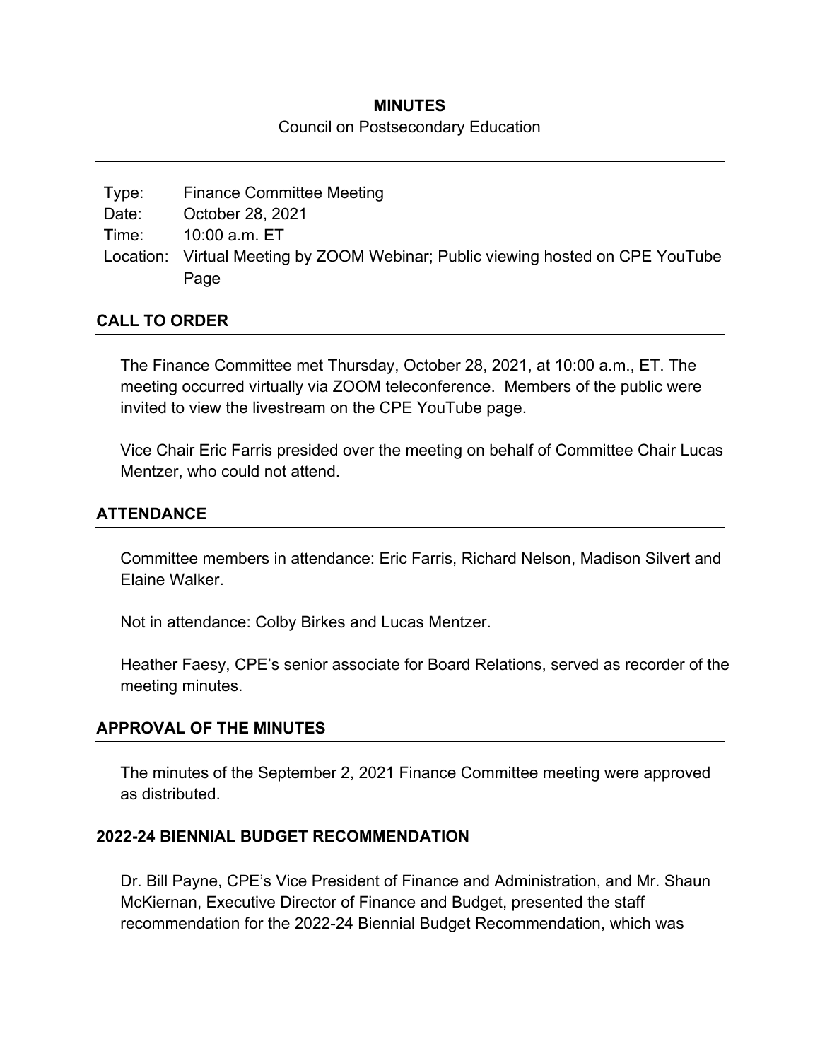# MINUTES

Council on Postsecondary Education

| | |
|---|---|
| Type: | Finance Committee Meeting |
| Date: | October 28, 2021 |
| Time: | 10:00 a.m. ET |
| Location: | Virtual Meeting by ZOOM Webinar; Public viewing hosted on CPE YouTube Page |

## CALL TO ORDER

The Finance Committee met Thursday, October 28, 2021, at 10:00 a.m., ET. The meeting occurred virtually via ZOOM teleconference. Members of the public were invited to view the livestream on the CPE YouTube page.

Vice Chair Eric Farris presided over the meeting on behalf of Committee Chair Lucas Mentzer, who could not attend.

## ATTENDANCE

Committee members in attendance: Eric Farris, Richard Nelson, Madison Silvert and Elaine Walker.

Not in attendance: Colby Birkes and Lucas Mentzer.

Heather Faesy, CPE's senior associate for Board Relations, served as recorder of the meeting minutes.

## APPROVAL OF THE MINUTES

The minutes of the September 2, 2021 Finance Committee meeting were approved as distributed.

## 2022-24 BIENNIAL BUDGET RECOMMENDATION

Dr. Bill Payne, CPE's Vice President of Finance and Administration, and Mr. Shaun McKiernan, Executive Director of Finance and Budget, presented the staff recommendation for the 2022-24 Biennial Budget Recommendation, which was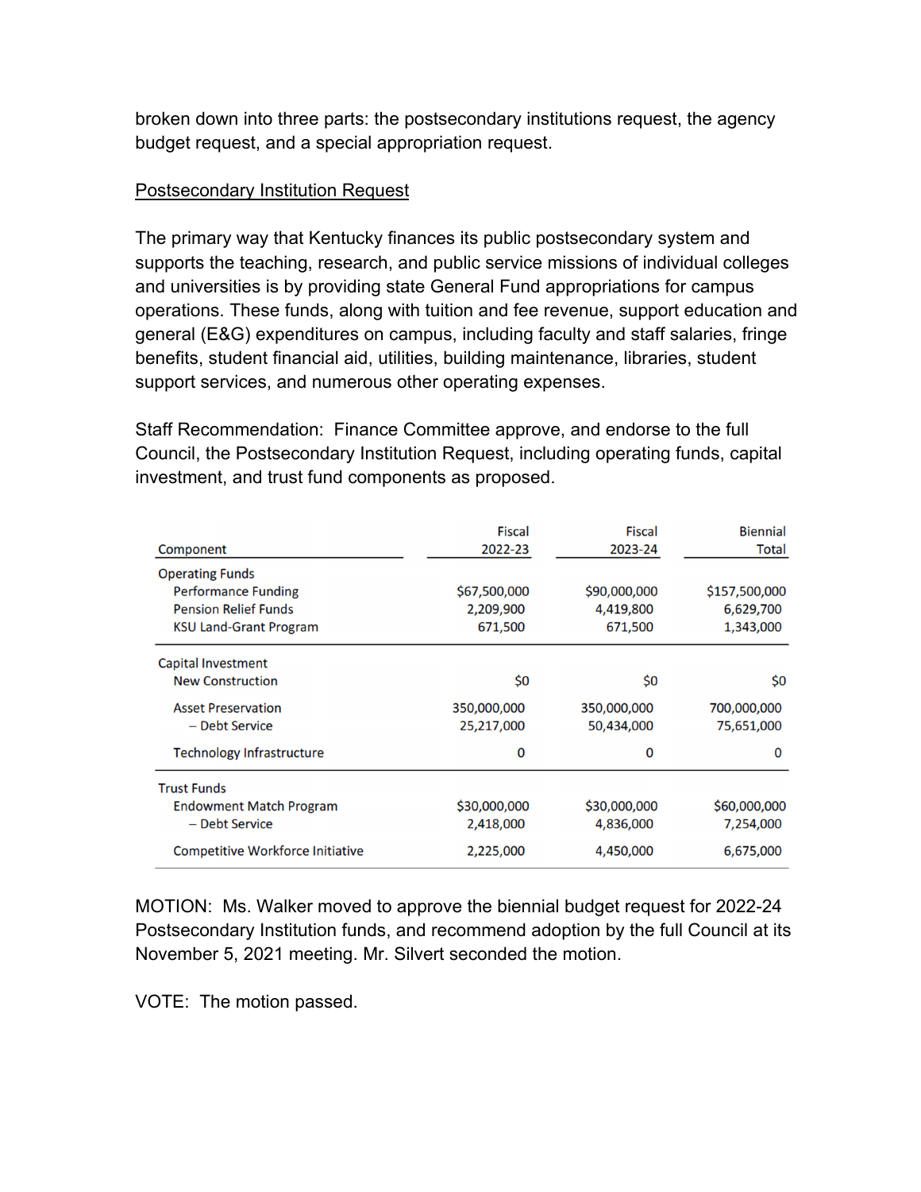broken down into three parts: the postsecondary institutions request, the agency budget request, and a special appropriation request.

Postsecondary Institution Request

The primary way that Kentucky finances its public postsecondary system and supports the teaching, research, and public service missions of individual colleges and universities is by providing state General Fund appropriations for campus operations. These funds, along with tuition and fee revenue, support education and general (E&G) expenditures on campus, including faculty and staff salaries, fringe benefits, student financial aid, utilities, building maintenance, libraries, student support services, and numerous other operating expenses.

Staff Recommendation: Finance Committee approve, and endorse to the full Council, the Postsecondary Institution Request, including operating funds, capital investment, and trust fund components as proposed.

| Component | Fiscal 2022-23 | Fiscal 2023-24 | Biennial Total |
|---|---|---|---|
| Operating Funds | | | |
| Performance Funding | $67,500,000 | $90,000,000 | $157,500,000 |
| Pension Relief Funds | 2,209,900 | 4,419,800 | 6,629,700 |
| KSU Land-Grant Program | 671,500 | 671,500 | 1,343,000 |
| Capital Investment | | | |
| New Construction | $0 | $0 | $0 |
| Asset Preservation | 350,000,000 | 350,000,000 | 700,000,000 |
| – Debt Service | 25,217,000 | 50,434,000 | 75,651,000 |
| Technology Infrastructure | 0 | 0 | 0 |
| Trust Funds | | | |
| Endowment Match Program | $30,000,000 | $30,000,000 | $60,000,000 |
| – Debt Service | 2,418,000 | 4,836,000 | 7,254,000 |
| Competitive Workforce Initiative | 2,225,000 | 4,450,000 | 6,675,000 |

MOTION: Ms. Walker moved to approve the biennial budget request for 2022-24 Postsecondary Institution funds, and recommend adoption by the full Council at its November 5, 2021 meeting. Mr. Silvert seconded the motion.

VOTE: The motion passed.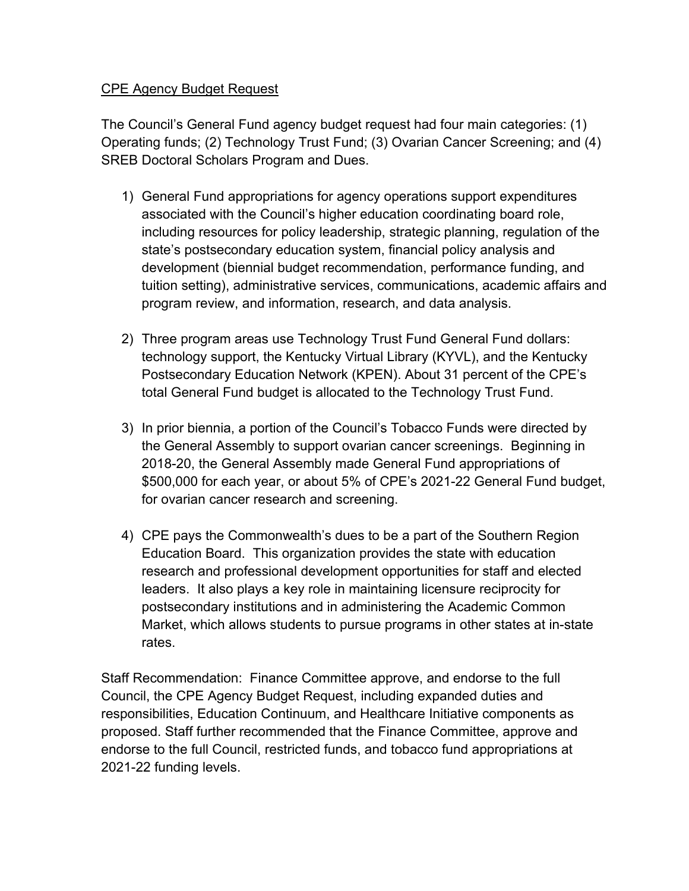<u>CPE Agency Budget Request</u>

The Council's General Fund agency budget request had four main categories: (1) Operating funds; (2) Technology Trust Fund; (3) Ovarian Cancer Screening; and (4) SREB Doctoral Scholars Program and Dues.

1) General Fund appropriations for agency operations support expenditures associated with the Council's higher education coordinating board role, including resources for policy leadership, strategic planning, regulation of the state's postsecondary education system, financial policy analysis and development (biennial budget recommendation, performance funding, and tuition setting), administrative services, communications, academic affairs and program review, and information, research, and data analysis.

2) Three program areas use Technology Trust Fund General Fund dollars: technology support, the Kentucky Virtual Library (KYVL), and the Kentucky Postsecondary Education Network (KPEN). About 31 percent of the CPE's total General Fund budget is allocated to the Technology Trust Fund.

3) In prior biennia, a portion of the Council's Tobacco Funds were directed by the General Assembly to support ovarian cancer screenings. Beginning in 2018-20, the General Assembly made General Fund appropriations of $500,000 for each year, or about 5% of CPE's 2021-22 General Fund budget, for ovarian cancer research and screening.

4) CPE pays the Commonwealth's dues to be a part of the Southern Region Education Board. This organization provides the state with education research and professional development opportunities for staff and elected leaders. It also plays a key role in maintaining licensure reciprocity for postsecondary institutions and in administering the Academic Common Market, which allows students to pursue programs in other states at in-state rates.

Staff Recommendation: Finance Committee approve, and endorse to the full Council, the CPE Agency Budget Request, including expanded duties and responsibilities, Education Continuum, and Healthcare Initiative components as proposed. Staff further recommended that the Finance Committee, approve and endorse to the full Council, restricted funds, and tobacco fund appropriations at 2021-22 funding levels.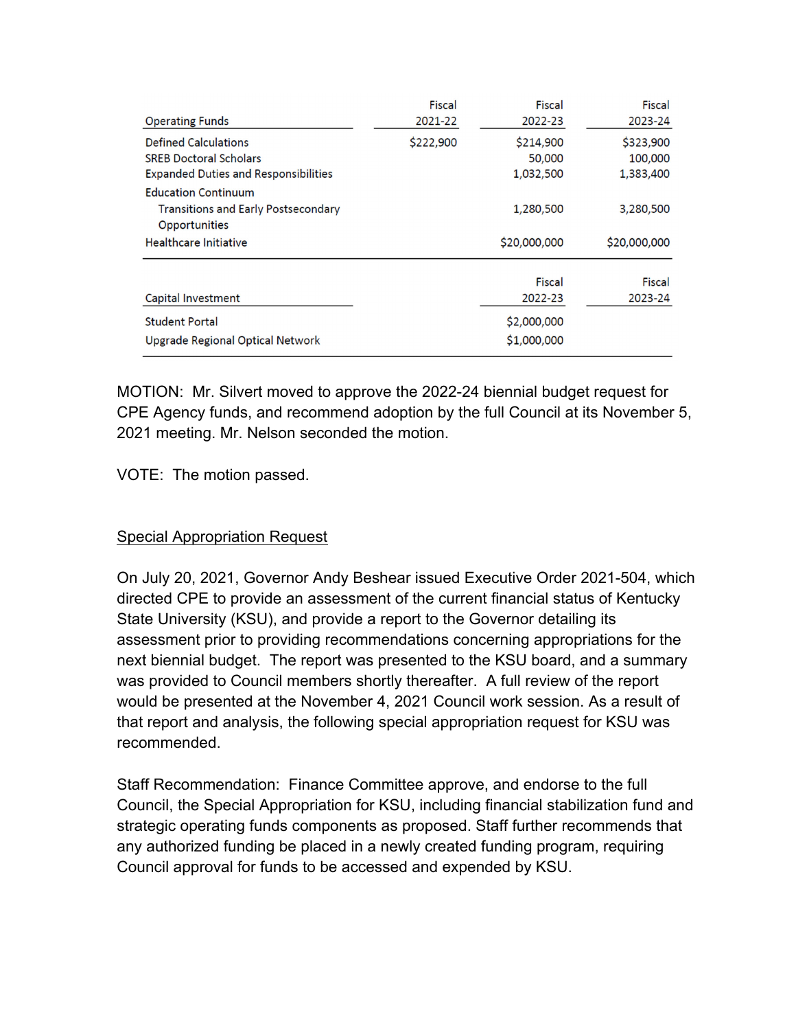| Operating Funds | Fiscal 2021-22 | Fiscal 2022-23 | Fiscal 2023-24 |
|---|---|---|---|
| Defined Calculations | $222,900 | $214,900 | $323,900 |
| SREB Doctoral Scholars | | 50,000 | 100,000 |
| Expanded Duties and Responsibilities | | 1,032,500 | 1,383,400 |
| Education Continuum | | | |
| Transitions and Early Postsecondary Opportunities | | 1,280,500 | 3,280,500 |
| Healthcare Initiative | | $20,000,000 | $20,000,000 |

| Capital Investment | Fiscal 2022-23 | Fiscal 2023-24 |
|---|---|---|
| Student Portal | $2,000,000 | |
| Upgrade Regional Optical Network | $1,000,000 | |

MOTION: Mr. Silvert moved to approve the 2022-24 biennial budget request for CPE Agency funds, and recommend adoption by the full Council at its November 5, 2021 meeting. Mr. Nelson seconded the motion.

VOTE: The motion passed.

<u>Special Appropriation Request</u>

On July 20, 2021, Governor Andy Beshear issued Executive Order 2021-504, which directed CPE to provide an assessment of the current financial status of Kentucky State University (KSU), and provide a report to the Governor detailing its assessment prior to providing recommendations concerning appropriations for the next biennial budget. The report was presented to the KSU board, and a summary was provided to Council members shortly thereafter. A full review of the report would be presented at the November 4, 2021 Council work session. As a result of that report and analysis, the following special appropriation request for KSU was recommended.

Staff Recommendation: Finance Committee approve, and endorse to the full Council, the Special Appropriation for KSU, including financial stabilization fund and strategic operating funds components as proposed. Staff further recommends that any authorized funding be placed in a newly created funding program, requiring Council approval for funds to be accessed and expended by KSU.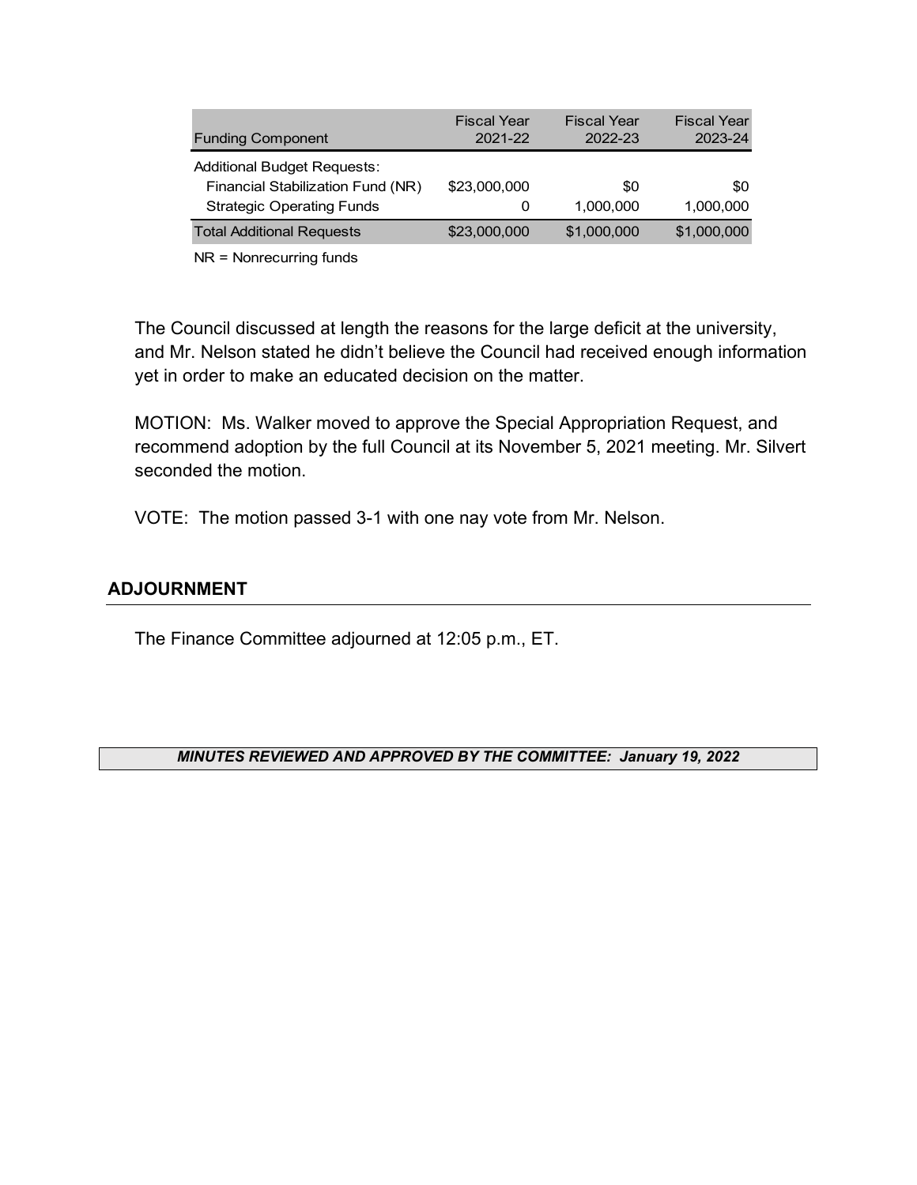| Funding Component | Fiscal Year 2021-22 | Fiscal Year 2022-23 | Fiscal Year 2023-24 |
|---|---|---|---|
| Additional Budget Requests: | | | |
| Financial Stabilization Fund (NR) | $23,000,000 | $0 | $0 |
| Strategic Operating Funds | 0 | 1,000,000 | 1,000,000 |
| Total Additional Requests | $23,000,000 | $1,000,000 | $1,000,000 |

NR = Nonrecurring funds

The Council discussed at length the reasons for the large deficit at the university, and Mr. Nelson stated he didn't believe the Council had received enough information yet in order to make an educated decision on the matter.

MOTION: Ms. Walker moved to approve the Special Appropriation Request, and recommend adoption by the full Council at its November 5, 2021 meeting. Mr. Silvert seconded the motion.

VOTE: The motion passed 3-1 with one nay vote from Mr. Nelson.

## ADJOURNMENT

The Finance Committee adjourned at 12:05 p.m., ET.

***MINUTES REVIEWED AND APPROVED BY THE COMMITTEE: January 19, 2022***